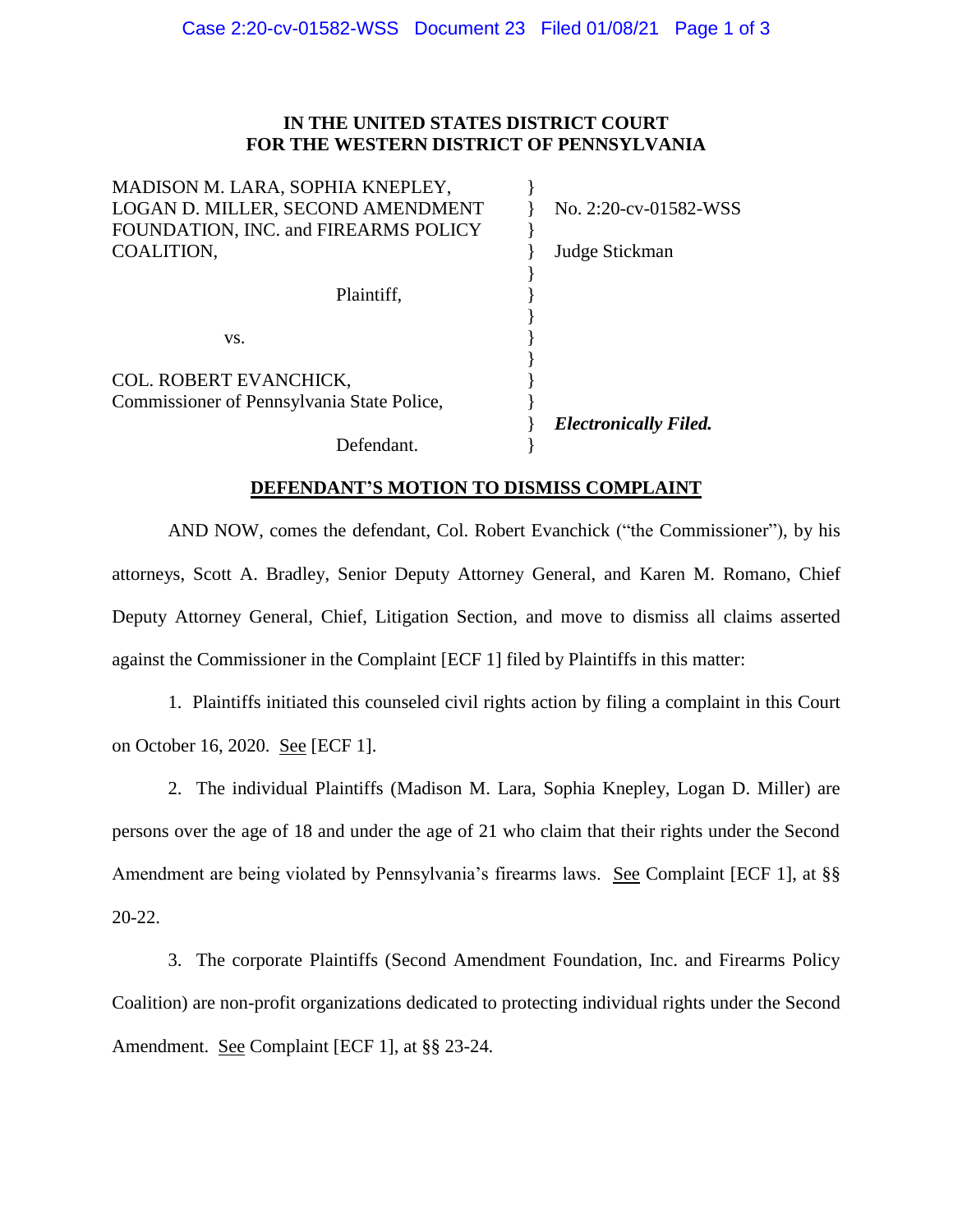**IN THE UNITED STATES DISTRICT COURT**
**FOR THE WESTERN DISTRICT OF PENNSYLVANIA**

| | | |
|---|---|---|
| MADISON M. LARA, SOPHIA KNEPLEY, LOGAN D. MILLER, SECOND AMENDMENT FOUNDATION, INC. and FIREARMS POLICY COALITION, | } | No. 2:20-cv-01582-WSS |
| | } | Judge Stickman |
| Plaintiff, | } | |
| vs. | } | |
| COL. ROBERT EVANCHICK, Commissioner of Pennsylvania State Police, | } | |
| | } | ***Electronically Filed.*** |
| Defendant. | } | |

**<u>DEFENDANT'S MOTION TO DISMISS COMPLAINT</u>**

AND NOW, comes the defendant, Col. Robert Evanchick ("the Commissioner"), by his attorneys, Scott A. Bradley, Senior Deputy Attorney General, and Karen M. Romano, Chief Deputy Attorney General, Chief, Litigation Section, and move to dismiss all claims asserted against the Commissioner in the Complaint [ECF 1] filed by Plaintiffs in this matter:

1. Plaintiffs initiated this counseled civil rights action by filing a complaint in this Court on October 16, 2020. <u>See</u> [ECF 1].

2. The individual Plaintiffs (Madison M. Lara, Sophia Knepley, Logan D. Miller) are persons over the age of 18 and under the age of 21 who claim that their rights under the Second Amendment are being violated by Pennsylvania's firearms laws. <u>See</u> Complaint [ECF 1], at §§ 20-22.

3. The corporate Plaintiffs (Second Amendment Foundation, Inc. and Firearms Policy Coalition) are non-profit organizations dedicated to protecting individual rights under the Second Amendment. <u>See</u> Complaint [ECF 1], at §§ 23-24.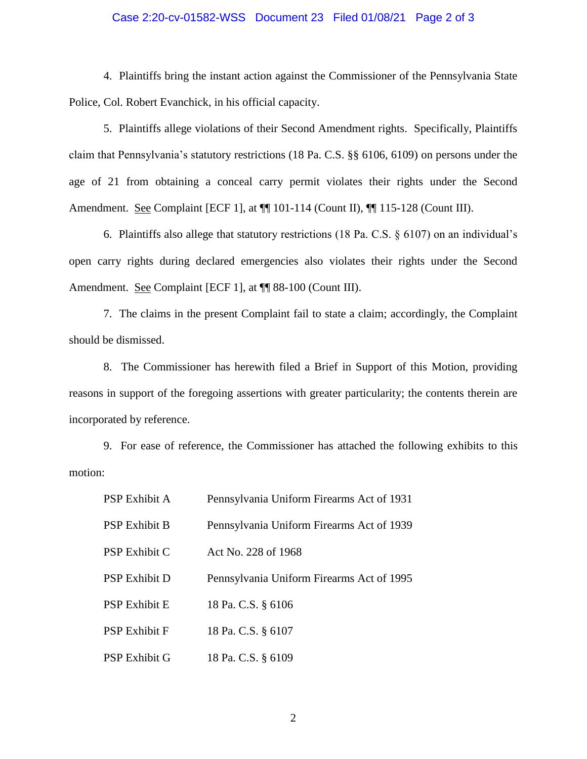4. Plaintiffs bring the instant action against the Commissioner of the Pennsylvania State Police, Col. Robert Evanchick, in his official capacity.

5. Plaintiffs allege violations of their Second Amendment rights. Specifically, Plaintiffs claim that Pennsylvania's statutory restrictions (18 Pa. C.S. §§ 6106, 6109) on persons under the age of 21 from obtaining a conceal carry permit violates their rights under the Second Amendment. See Complaint [ECF 1], at ¶¶ 101-114 (Count II), ¶¶ 115-128 (Count III).

6. Plaintiffs also allege that statutory restrictions (18 Pa. C.S. § 6107) on an individual's open carry rights during declared emergencies also violates their rights under the Second Amendment. See Complaint [ECF 1], at ¶¶ 88-100 (Count III).

7. The claims in the present Complaint fail to state a claim; accordingly, the Complaint should be dismissed.

8. The Commissioner has herewith filed a Brief in Support of this Motion, providing reasons in support of the foregoing assertions with greater particularity; the contents therein are incorporated by reference.

9. For ease of reference, the Commissioner has attached the following exhibits to this motion:

| | |
|---|---|
| PSP Exhibit A | Pennsylvania Uniform Firearms Act of 1931 |
| PSP Exhibit B | Pennsylvania Uniform Firearms Act of 1939 |
| PSP Exhibit C | Act No. 228 of 1968 |
| PSP Exhibit D | Pennsylvania Uniform Firearms Act of 1995 |
| PSP Exhibit E | 18 Pa. C.S. § 6106 |
| PSP Exhibit F | 18 Pa. C.S. § 6107 |
| PSP Exhibit G | 18 Pa. C.S. § 6109 |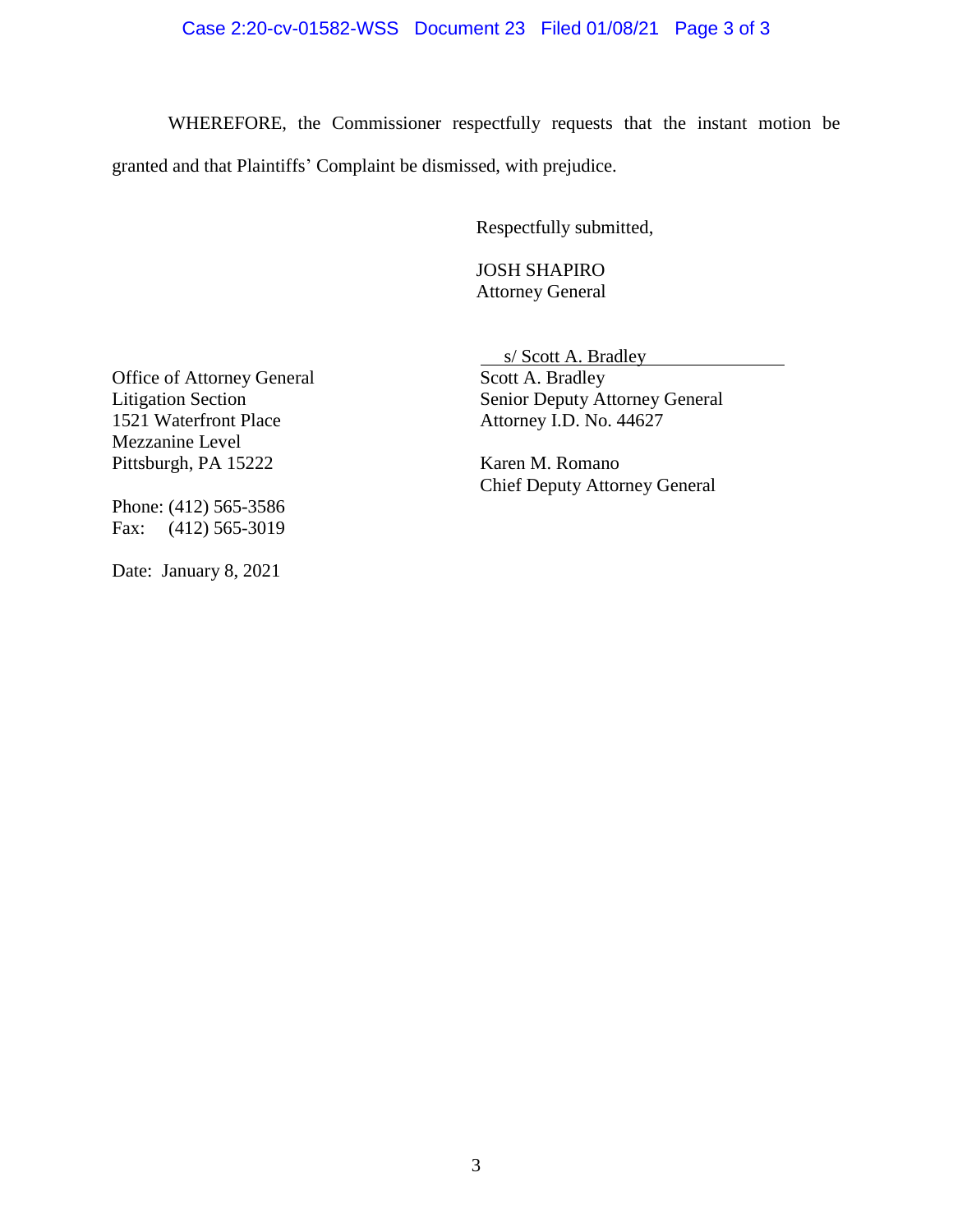WHEREFORE, the Commissioner respectfully requests that the instant motion be granted and that Plaintiffs' Complaint be dismissed, with prejudice.

Respectfully submitted,

JOSH SHAPIRO
Attorney General

s/ Scott A. Bradley
Scott A. Bradley
Senior Deputy Attorney General
Attorney I.D. No. 44627

Karen M. Romano
Chief Deputy Attorney General

Office of Attorney General
Litigation Section
1521 Waterfront Place
Mezzanine Level
Pittsburgh, PA 15222

Phone: (412) 565-3586
Fax: (412) 565-3019

Date: January 8, 2021